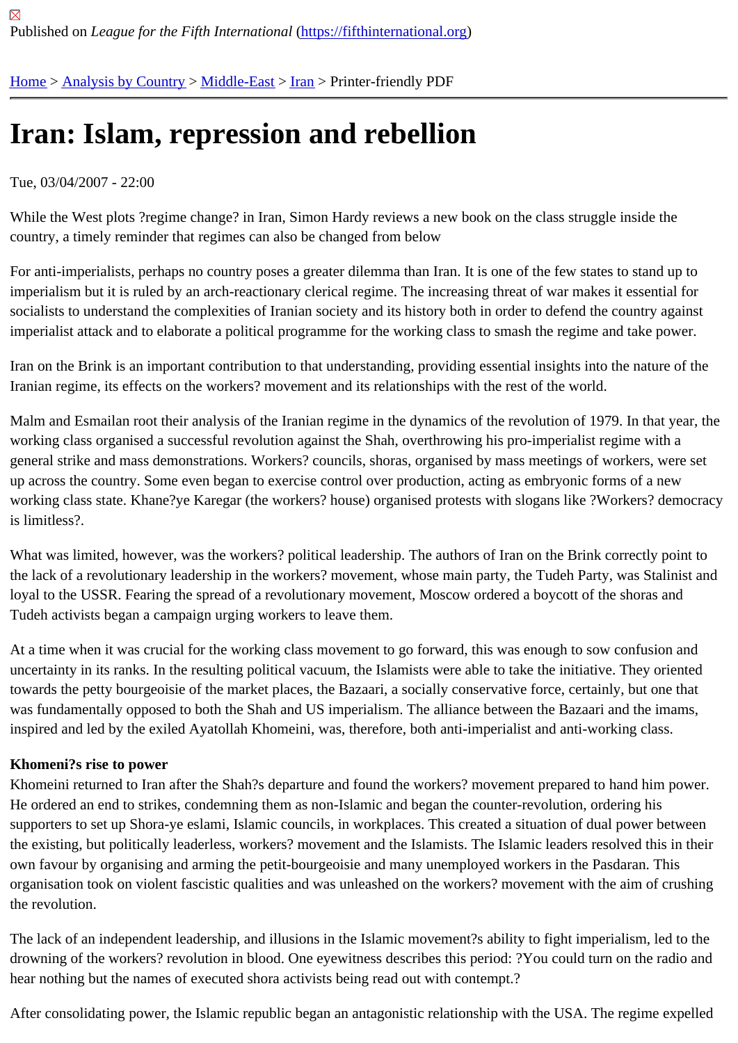Published on *League for the Fifth International* (https://fifthinternational.org)

Home > Analysis by Country > Middle-East > Iran > Printer-friendly PDF

# Iran: Islam, repression and rebellion

Tue, 03/04/2007 - 22:00

While the West plots ?regime change? in Iran, Simon Hardy reviews a new book on the class struggle inside the country, a timely reminder that regimes can also be changed from below

For anti-imperialists, perhaps no country poses a greater dilemma than Iran. It is one of the few states to stand up to imperialism but it is ruled by an arch-reactionary clerical regime. The increasing threat of war makes it essential for socialists to understand the complexities of Iranian society and its history both in order to defend the country against imperialist attack and to elaborate a political programme for the working class to smash the regime and take power.

Iran on the Brink is an important contribution to that understanding, providing essential insights into the nature of the Iranian regime, its effects on the workers? movement and its relationships with the rest of the world.

Malm and Esmailan root their analysis of the Iranian regime in the dynamics of the revolution of 1979. In that year, the working class organised a successful revolution against the Shah, overthrowing his pro-imperialist regime with a general strike and mass demonstrations. Workers? councils, shoras, organised by mass meetings of workers, were set up across the country. Some even began to exercise control over production, acting as embryonic forms of a new working class state. Khane?ye Karegar (the workers? house) organised protests with slogans like ?Workers? democracy is limitless?.

What was limited, however, was the workers? political leadership. The authors of Iran on the Brink correctly point to the lack of a revolutionary leadership in the workers? movement, whose main party, the Tudeh Party, was Stalinist and loyal to the USSR. Fearing the spread of a revolutionary movement, Moscow ordered a boycott of the shoras and Tudeh activists began a campaign urging workers to leave them.

At a time when it was crucial for the working class movement to go forward, this was enough to sow confusion and uncertainty in its ranks. In the resulting political vacuum, the Islamists were able to take the initiative. They oriented towards the petty bourgeoisie of the market places, the Bazaari, a socially conservative force, certainly, but one that was fundamentally opposed to both the Shah and US imperialism. The alliance between the Bazaari and the imams, inspired and led by the exiled Ayatollah Khomeini, was, therefore, both anti-imperialist and anti-working class.

**Khomeni?s rise to power**

Khomeini returned to Iran after the Shah?s departure and found the workers? movement prepared to hand him power. He ordered an end to strikes, condemning them as non-Islamic and began the counter-revolution, ordering his supporters to set up Shora-ye eslami, Islamic councils, in workplaces. This created a situation of dual power between the existing, but politically leaderless, workers? movement and the Islamists. The Islamic leaders resolved this in their own favour by organising and arming the petit-bourgeoisie and many unemployed workers in the Pasdaran. This organisation took on violent fascistic qualities and was unleashed on the workers? movement with the aim of crushing the revolution.

The lack of an independent leadership, and illusions in the Islamic movement?s ability to fight imperialism, led to the drowning of the workers? revolution in blood. One eyewitness describes this period: ?You could turn on the radio and hear nothing but the names of executed shora activists being read out with contempt.?

After consolidating power, the Islamic republic began an antagonistic relationship with the USA. The regime expelled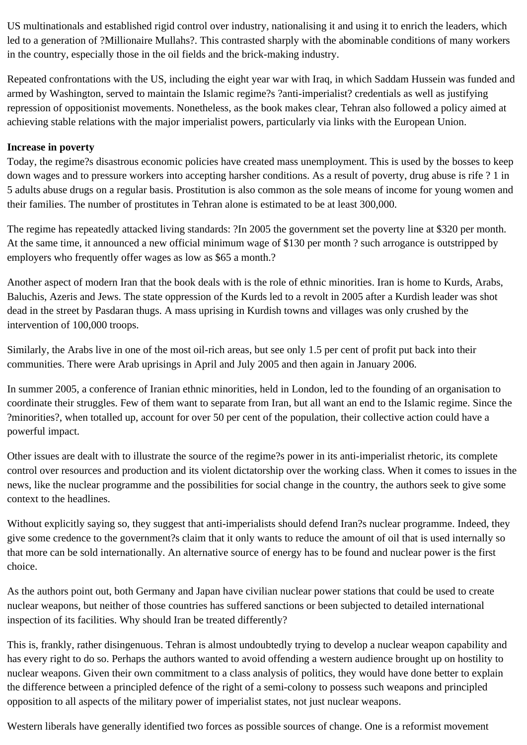US multinationals and established rigid control over industry, nationalising it and using it to enrich the leaders, which led to a generation of ?Millionaire Mullahs?. This contrasted sharply with the abominable conditions of many workers in the country, especially those in the oil fields and the brick-making industry.

Repeated confrontations with the US, including the eight year war with Iraq, in which Saddam Hussein was funded and armed by Washington, served to maintain the Islamic regime?s ?anti-imperialist? credentials as well as justifying repression of oppositionist movements. Nonetheless, as the book makes clear, Tehran also followed a policy aimed at achieving stable relations with the major imperialist powers, particularly via links with the European Union.

**Increase in poverty**
Today, the regime?s disastrous economic policies have created mass unemployment. This is used by the bosses to keep down wages and to pressure workers into accepting harsher conditions. As a result of poverty, drug abuse is rife ? 1 in 5 adults abuse drugs on a regular basis. Prostitution is also common as the sole means of income for young women and their families. The number of prostitutes in Tehran alone is estimated to be at least 300,000.

The regime has repeatedly attacked living standards: ?In 2005 the government set the poverty line at $320 per month. At the same time, it announced a new official minimum wage of $130 per month ? such arrogance is outstripped by employers who frequently offer wages as low as $65 a month.?

Another aspect of modern Iran that the book deals with is the role of ethnic minorities. Iran is home to Kurds, Arabs, Baluchis, Azeris and Jews. The state oppression of the Kurds led to a revolt in 2005 after a Kurdish leader was shot dead in the street by Pasdaran thugs. A mass uprising in Kurdish towns and villages was only crushed by the intervention of 100,000 troops.

Similarly, the Arabs live in one of the most oil-rich areas, but see only 1.5 per cent of profit put back into their communities. There were Arab uprisings in April and July 2005 and then again in January 2006.

In summer 2005, a conference of Iranian ethnic minorities, held in London, led to the founding of an organisation to coordinate their struggles. Few of them want to separate from Iran, but all want an end to the Islamic regime. Since the ?minorities?, when totalled up, account for over 50 per cent of the population, their collective action could have a powerful impact.

Other issues are dealt with to illustrate the source of the regime?s power in its anti-imperialist rhetoric, its complete control over resources and production and its violent dictatorship over the working class. When it comes to issues in the news, like the nuclear programme and the possibilities for social change in the country, the authors seek to give some context to the headlines.

Without explicitly saying so, they suggest that anti-imperialists should defend Iran?s nuclear programme. Indeed, they give some credence to the government?s claim that it only wants to reduce the amount of oil that is used internally so that more can be sold internationally. An alternative source of energy has to be found and nuclear power is the first choice.

As the authors point out, both Germany and Japan have civilian nuclear power stations that could be used to create nuclear weapons, but neither of those countries has suffered sanctions or been subjected to detailed international inspection of its facilities. Why should Iran be treated differently?

This is, frankly, rather disingenuous. Tehran is almost undoubtedly trying to develop a nuclear weapon capability and has every right to do so. Perhaps the authors wanted to avoid offending a western audience brought up on hostility to nuclear weapons. Given their own commitment to a class analysis of politics, they would have done better to explain the difference between a principled defence of the right of a semi-colony to possess such weapons and principled opposition to all aspects of the military power of imperialist states, not just nuclear weapons.

Western liberals have generally identified two forces as possible sources of change. One is a reformist movement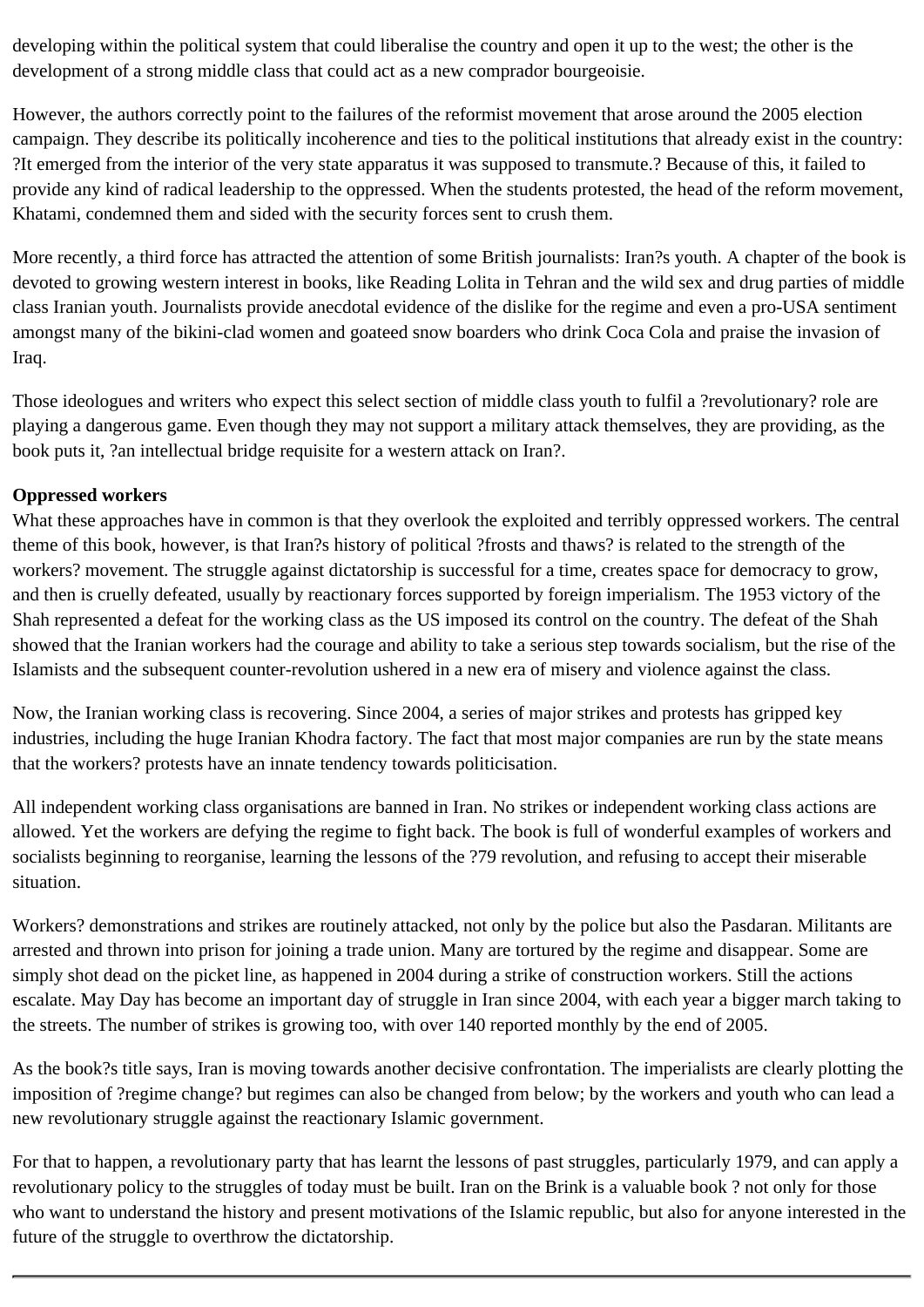developing within the political system that could liberalise the country and open it up to the west; the other is the development of a strong middle class that could act as a new comprador bourgeoisie.

However, the authors correctly point to the failures of the reformist movement that arose around the 2005 election campaign. They describe its politically incoherence and ties to the political institutions that already exist in the country: ?It emerged from the interior of the very state apparatus it was supposed to transmute.? Because of this, it failed to provide any kind of radical leadership to the oppressed. When the students protested, the head of the reform movement, Khatami, condemned them and sided with the security forces sent to crush them.

More recently, a third force has attracted the attention of some British journalists: Iran?s youth. A chapter of the book is devoted to growing western interest in books, like Reading Lolita in Tehran and the wild sex and drug parties of middle class Iranian youth. Journalists provide anecdotal evidence of the dislike for the regime and even a pro-USA sentiment amongst many of the bikini-clad women and goateed snow boarders who drink Coca Cola and praise the invasion of Iraq.

Those ideologues and writers who expect this select section of middle class youth to fulfil a ?revolutionary? role are playing a dangerous game. Even though they may not support a military attack themselves, they are providing, as the book puts it, ?an intellectual bridge requisite for a western attack on Iran?.

**Oppressed workers**

What these approaches have in common is that they overlook the exploited and terribly oppressed workers. The central theme of this book, however, is that Iran?s history of political ?frosts and thaws? is related to the strength of the workers? movement. The struggle against dictatorship is successful for a time, creates space for democracy to grow, and then is cruelly defeated, usually by reactionary forces supported by foreign imperialism. The 1953 victory of the Shah represented a defeat for the working class as the US imposed its control on the country. The defeat of the Shah showed that the Iranian workers had the courage and ability to take a serious step towards socialism, but the rise of the Islamists and the subsequent counter-revolution ushered in a new era of misery and violence against the class.

Now, the Iranian working class is recovering. Since 2004, a series of major strikes and protests has gripped key industries, including the huge Iranian Khodra factory. The fact that most major companies are run by the state means that the workers? protests have an innate tendency towards politicisation.

All independent working class organisations are banned in Iran. No strikes or independent working class actions are allowed. Yet the workers are defying the regime to fight back. The book is full of wonderful examples of workers and socialists beginning to reorganise, learning the lessons of the ?79 revolution, and refusing to accept their miserable situation.

Workers? demonstrations and strikes are routinely attacked, not only by the police but also the Pasdaran. Militants are arrested and thrown into prison for joining a trade union. Many are tortured by the regime and disappear. Some are simply shot dead on the picket line, as happened in 2004 during a strike of construction workers. Still the actions escalate. May Day has become an important day of struggle in Iran since 2004, with each year a bigger march taking to the streets. The number of strikes is growing too, with over 140 reported monthly by the end of 2005.

As the book?s title says, Iran is moving towards another decisive confrontation. The imperialists are clearly plotting the imposition of ?regime change? but regimes can also be changed from below; by the workers and youth who can lead a new revolutionary struggle against the reactionary Islamic government.

For that to happen, a revolutionary party that has learnt the lessons of past struggles, particularly 1979, and can apply a revolutionary policy to the struggles of today must be built. Iran on the Brink is a valuable book ? not only for those who want to understand the history and present motivations of the Islamic republic, but also for anyone interested in the future of the struggle to overthrow the dictatorship.

---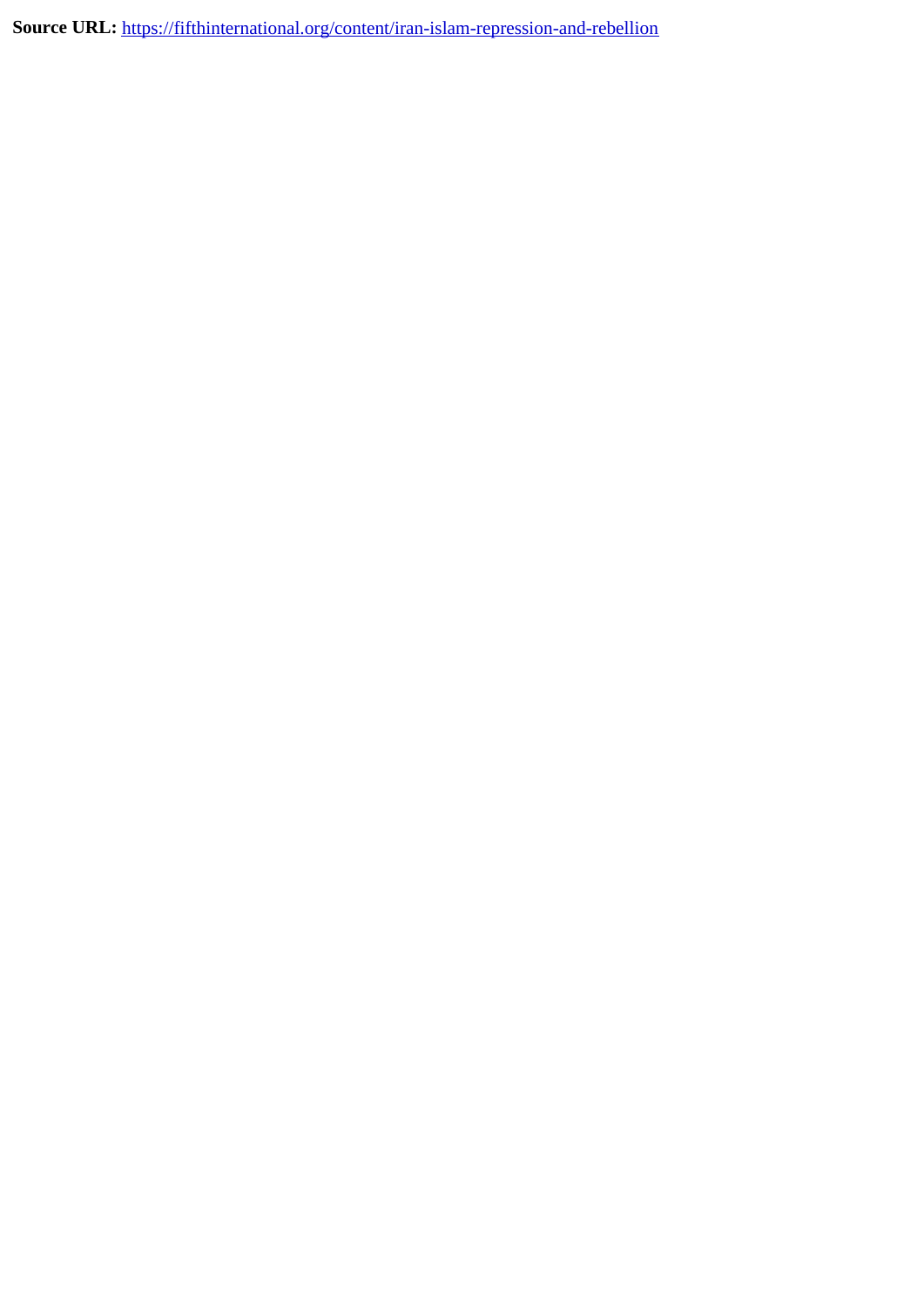**Source URL:** https://fifthinternational.org/content/iran-islam-repression-and-rebellion